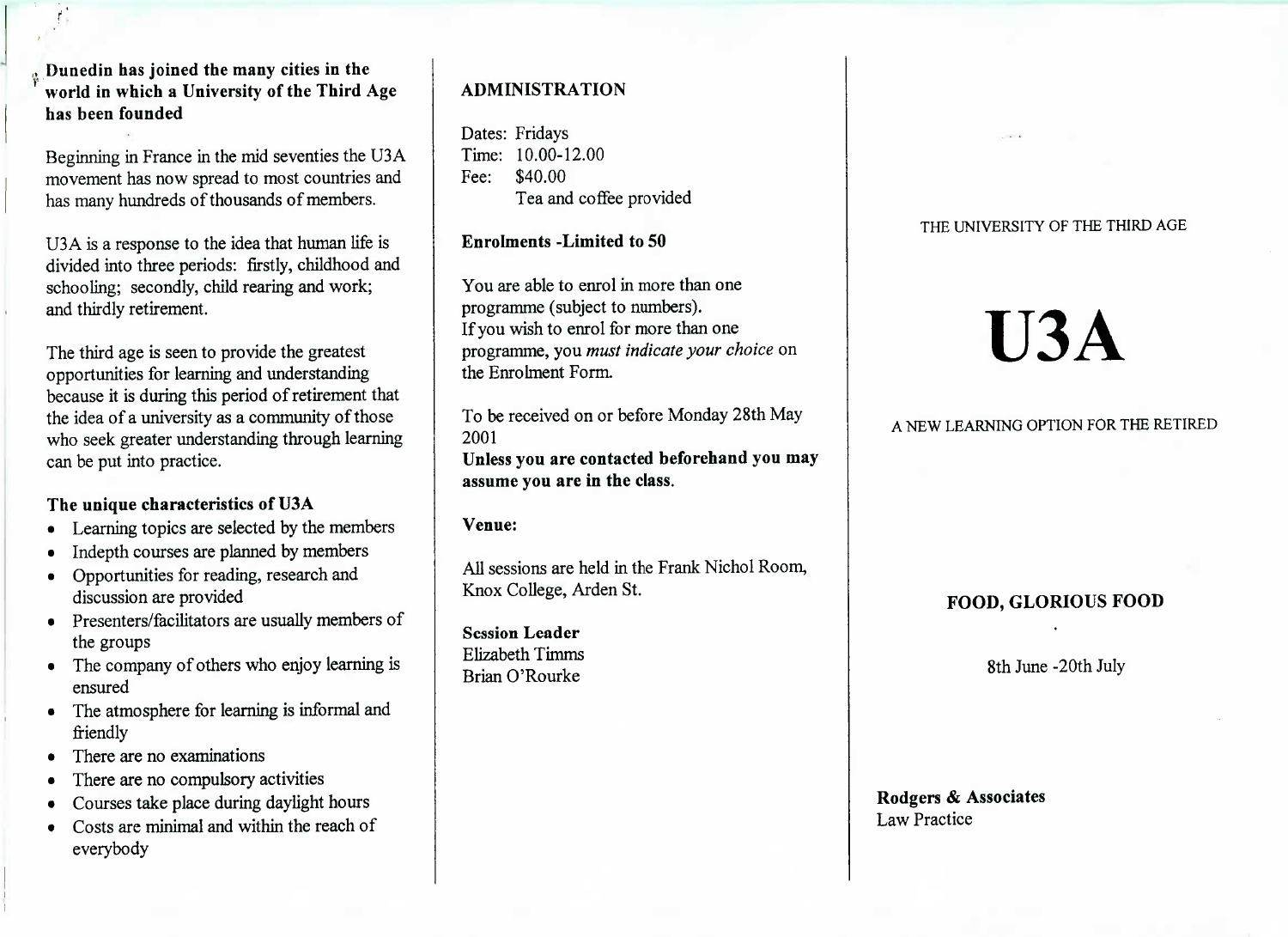**Dunedin has joined the many cities in the world in which a University of the Third Age has been founded**

Beginning in France in the mid seventies the U3A movement has now spread to most countries and has many hundreds of thousands of members.

U3A is a response to the idea that human life is divided into three periods: firstly, childhood and schooling; secondly, child rearing and work; and thirdly retirement.

The third age is seen to provide the greatest opportunities for learning and understanding because it is during this period of retirement that the idea of a university as a community of those who seek greater understanding through learning can be put into practice.

### The unique characteristics of U3A

- Learning topics are selected by the members
- Indepth courses are planned by members
- Opportunities for reading, research and discussion are provided
- Presenters/facilitators are usually members of the groups
- The company of others who enjoy learning is ensured
- The atmosphere for learning is informal and friendly
- There are no examinations
- There are no compulsory activities
- Courses take place during daylight hours
- Costs are minimal and within the reach of everybody

## ADMINISTRATION

Dates: Fridays
Time: 10.00-12.00
Fee: $40.00
Tea and coffee provided

**Enrolments -Limited to 50**

You are able to enrol in more than one programme (subject to numbers).
If you wish to enrol for more than one programme, you *must indicate your choice* on the Enrolment Form.

To be received on or before Monday 28th May 2001
**Unless you are contacted beforehand you may assume you are in the class.**

**Venue:**

All sessions are held in the Frank Nichol Room, Knox College, Arden St.

**Session Leader**
Elizabeth Timms
Brian O'Rourke

THE UNIVERSITY OF THE THIRD AGE

# U3A

A NEW LEARNING OPTION FOR THE RETIRED

**FOOD, GLORIOUS FOOD**

8th June -20th July

**Rodgers & Associates**
Law Practice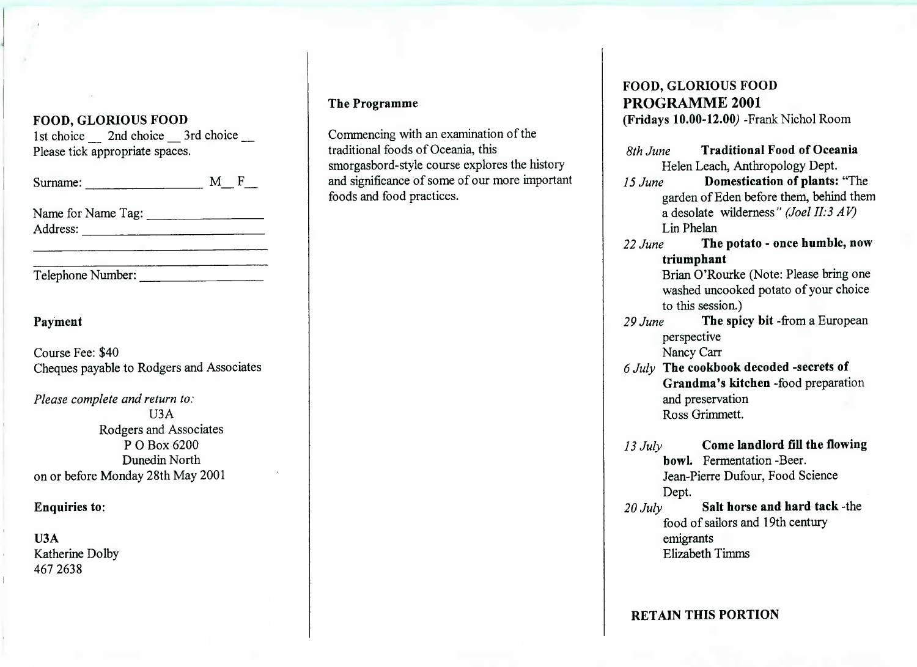## FOOD, GLORIOUS FOOD

1st choice __ 2nd choice __ 3rd choice __
Please tick appropriate spaces.

Surname: ________________ M__ F__

Name for Name Tag: ________________
Address: ________________________

________________________________

________________________________
Telephone Number: ________________

**Payment**

Course Fee: $40
Cheques payable to Rodgers and Associates

*Please complete and return to:*
U3A
Rodgers and Associates
P O Box 6200
Dunedin North
on or before Monday 28th May 2001

**Enquiries to:**

**U3A**
Katherine Dolby
467 2638

**The Programme**

Commencing with an examination of the traditional foods of Oceania, this smorgasbord-style course explores the history and significance of some of our more important foods and food practices.

## FOOD, GLORIOUS FOOD
## PROGRAMME 2001

**(Fridays 10.00-12.00)** -Frank Nichol Room

*8th June* **Traditional Food of Oceania**
Helen Leach, Anthropology Dept.

*15 June* **Domestication of plants:** "The garden of Eden before them, behind them a desolate wilderness" *(Joel II:3 AV)*
Lin Phelan

*22 June* **The potato - once humble, now triumphant**
Brian O'Rourke (Note: Please bring one washed uncooked potato of your choice to this session.)

*29 June* **The spicy bit** -from a European perspective
Nancy Carr

*6 July* **The cookbook decoded -secrets of Grandma's kitchen** -food preparation and preservation
Ross Grimmett.

*13 July* **Come landlord fill the flowing bowl.** Fermentation -Beer.
Jean-Pierre Dufour, Food Science Dept.

*20 July* **Salt horse and hard tack** -the food of sailors and 19th century emigrants
Elizabeth Timms

**RETAIN THIS PORTION**